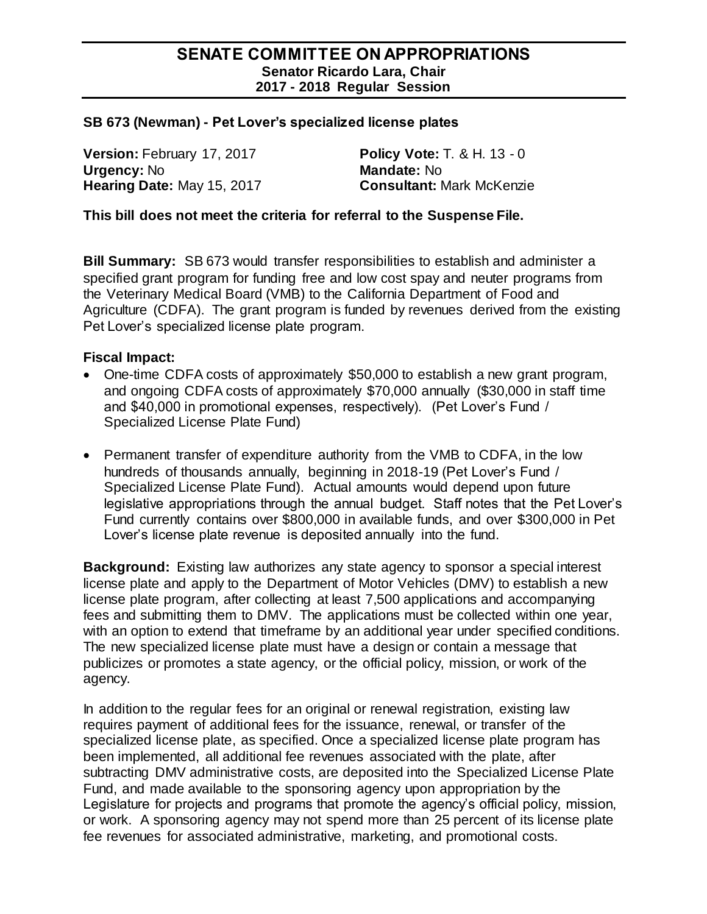# SENATE COMMITTEE ON APPROPRIATIONS

**Senator Ricardo Lara, Chair**
**2017 - 2018 Regular Session**

---

**SB 673 (Newman) - Pet Lover's specialized license plates**

| | |
|---|---|
| **Version:** February 17, 2017 | **Policy Vote:** T. & H. 13 - 0 |
| **Urgency:** No | **Mandate:** No |
| **Hearing Date:** May 15, 2017 | **Consultant:** Mark McKenzie |

**This bill does not meet the criteria for referral to the Suspense File.**

**Bill Summary:** SB 673 would transfer responsibilities to establish and administer a specified grant program for funding free and low cost spay and neuter programs from the Veterinary Medical Board (VMB) to the California Department of Food and Agriculture (CDFA). The grant program is funded by revenues derived from the existing Pet Lover's specialized license plate program.

**Fiscal Impact:**

- One-time CDFA costs of approximately $50,000 to establish a new grant program, and ongoing CDFA costs of approximately $70,000 annually ($30,000 in staff time and $40,000 in promotional expenses, respectively). (Pet Lover's Fund / Specialized License Plate Fund)
- Permanent transfer of expenditure authority from the VMB to CDFA, in the low hundreds of thousands annually, beginning in 2018-19 (Pet Lover's Fund / Specialized License Plate Fund). Actual amounts would depend upon future legislative appropriations through the annual budget. Staff notes that the Pet Lover's Fund currently contains over $800,000 in available funds, and over $300,000 in Pet Lover's license plate revenue is deposited annually into the fund.

**Background:** Existing law authorizes any state agency to sponsor a special interest license plate and apply to the Department of Motor Vehicles (DMV) to establish a new license plate program, after collecting at least 7,500 applications and accompanying fees and submitting them to DMV. The applications must be collected within one year, with an option to extend that timeframe by an additional year under specified conditions. The new specialized license plate must have a design or contain a message that publicizes or promotes a state agency, or the official policy, mission, or work of the agency.

In addition to the regular fees for an original or renewal registration, existing law requires payment of additional fees for the issuance, renewal, or transfer of the specialized license plate, as specified. Once a specialized license plate program has been implemented, all additional fee revenues associated with the plate, after subtracting DMV administrative costs, are deposited into the Specialized License Plate Fund, and made available to the sponsoring agency upon appropriation by the Legislature for projects and programs that promote the agency's official policy, mission, or work. A sponsoring agency may not spend more than 25 percent of its license plate fee revenues for associated administrative, marketing, and promotional costs.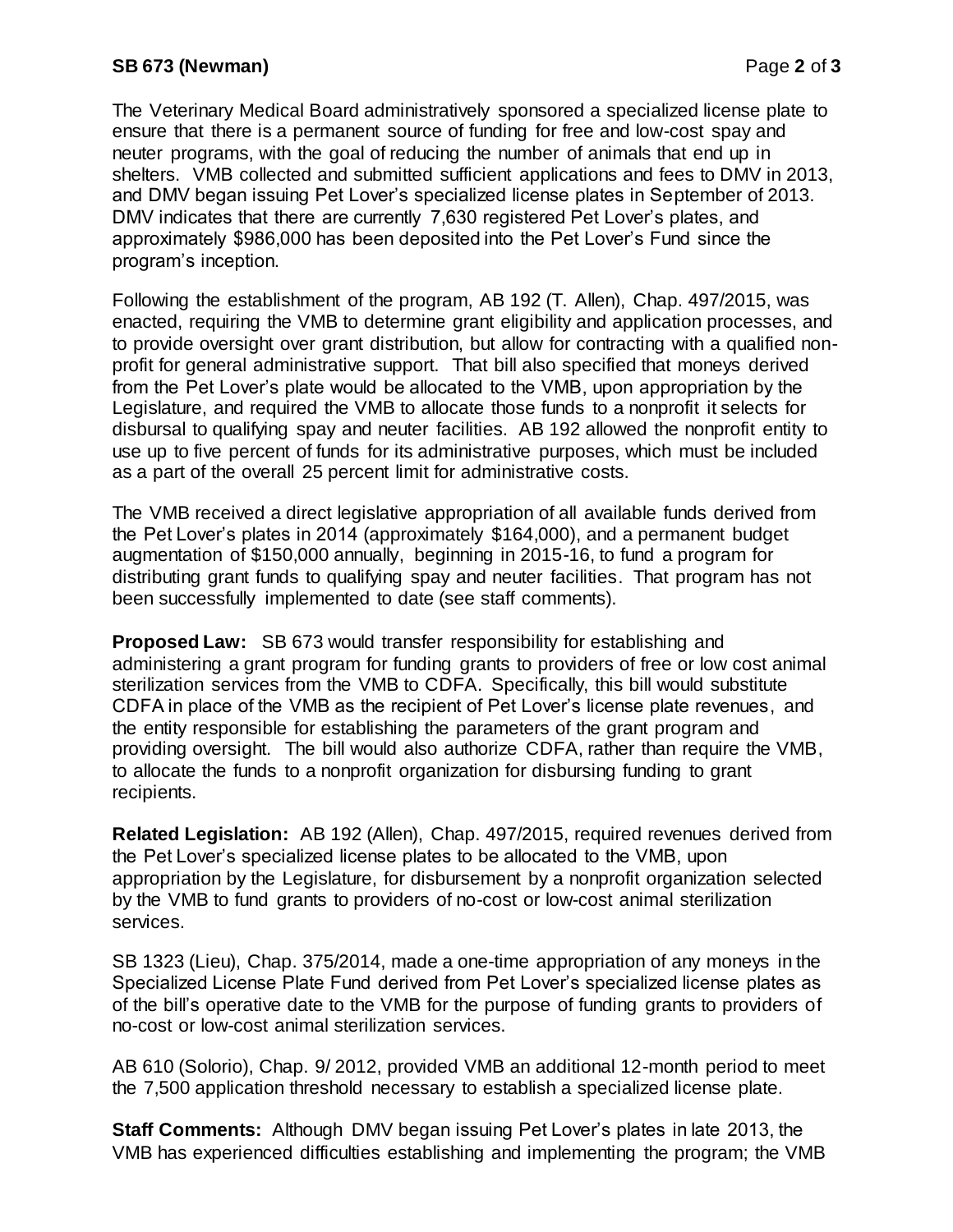The Veterinary Medical Board administratively sponsored a specialized license plate to ensure that there is a permanent source of funding for free and low-cost spay and neuter programs, with the goal of reducing the number of animals that end up in shelters. VMB collected and submitted sufficient applications and fees to DMV in 2013, and DMV began issuing Pet Lover's specialized license plates in September of 2013. DMV indicates that there are currently 7,630 registered Pet Lover's plates, and approximately $986,000 has been deposited into the Pet Lover's Fund since the program's inception.

Following the establishment of the program, AB 192 (T. Allen), Chap. 497/2015, was enacted, requiring the VMB to determine grant eligibility and application processes, and to provide oversight over grant distribution, but allow for contracting with a qualified non-profit for general administrative support. That bill also specified that moneys derived from the Pet Lover's plate would be allocated to the VMB, upon appropriation by the Legislature, and required the VMB to allocate those funds to a nonprofit it selects for disbursal to qualifying spay and neuter facilities. AB 192 allowed the nonprofit entity to use up to five percent of funds for its administrative purposes, which must be included as a part of the overall 25 percent limit for administrative costs.

The VMB received a direct legislative appropriation of all available funds derived from the Pet Lover's plates in 2014 (approximately $164,000), and a permanent budget augmentation of $150,000 annually, beginning in 2015-16, to fund a program for distributing grant funds to qualifying spay and neuter facilities. That program has not been successfully implemented to date (see staff comments).

**Proposed Law:** SB 673 would transfer responsibility for establishing and administering a grant program for funding grants to providers of free or low cost animal sterilization services from the VMB to CDFA. Specifically, this bill would substitute CDFA in place of the VMB as the recipient of Pet Lover's license plate revenues, and the entity responsible for establishing the parameters of the grant program and providing oversight. The bill would also authorize CDFA, rather than require the VMB, to allocate the funds to a nonprofit organization for disbursing funding to grant recipients.

**Related Legislation:** AB 192 (Allen), Chap. 497/2015, required revenues derived from the Pet Lover's specialized license plates to be allocated to the VMB, upon appropriation by the Legislature, for disbursement by a nonprofit organization selected by the VMB to fund grants to providers of no-cost or low-cost animal sterilization services.

SB 1323 (Lieu), Chap. 375/2014, made a one-time appropriation of any moneys in the Specialized License Plate Fund derived from Pet Lover's specialized license plates as of the bill's operative date to the VMB for the purpose of funding grants to providers of no-cost or low-cost animal sterilization services.

AB 610 (Solorio), Chap. 9/ 2012, provided VMB an additional 12-month period to meet the 7,500 application threshold necessary to establish a specialized license plate.

**Staff Comments:** Although DMV began issuing Pet Lover's plates in late 2013, the VMB has experienced difficulties establishing and implementing the program; the VMB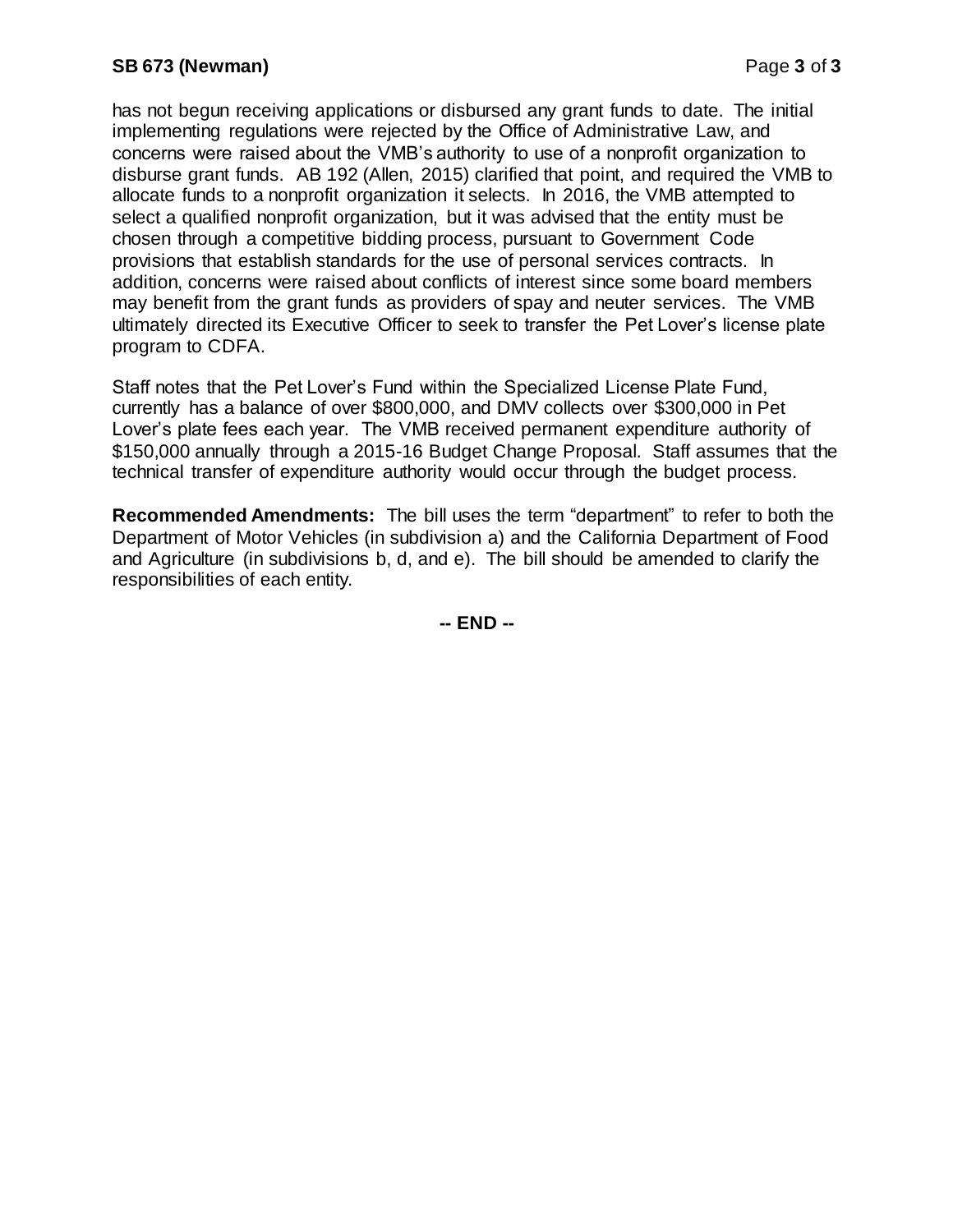has not begun receiving applications or disbursed any grant funds to date. The initial implementing regulations were rejected by the Office of Administrative Law, and concerns were raised about the VMB's authority to use of a nonprofit organization to disburse grant funds. AB 192 (Allen, 2015) clarified that point, and required the VMB to allocate funds to a nonprofit organization it selects. In 2016, the VMB attempted to select a qualified nonprofit organization, but it was advised that the entity must be chosen through a competitive bidding process, pursuant to Government Code provisions that establish standards for the use of personal services contracts. In addition, concerns were raised about conflicts of interest since some board members may benefit from the grant funds as providers of spay and neuter services. The VMB ultimately directed its Executive Officer to seek to transfer the Pet Lover's license plate program to CDFA.

Staff notes that the Pet Lover's Fund within the Specialized License Plate Fund, currently has a balance of over $800,000, and DMV collects over $300,000 in Pet Lover's plate fees each year. The VMB received permanent expenditure authority of $150,000 annually through a 2015-16 Budget Change Proposal. Staff assumes that the technical transfer of expenditure authority would occur through the budget process.

**Recommended Amendments:** The bill uses the term "department" to refer to both the Department of Motor Vehicles (in subdivision a) and the California Department of Food and Agriculture (in subdivisions b, d, and e). The bill should be amended to clarify the responsibilities of each entity.

**-- END --**